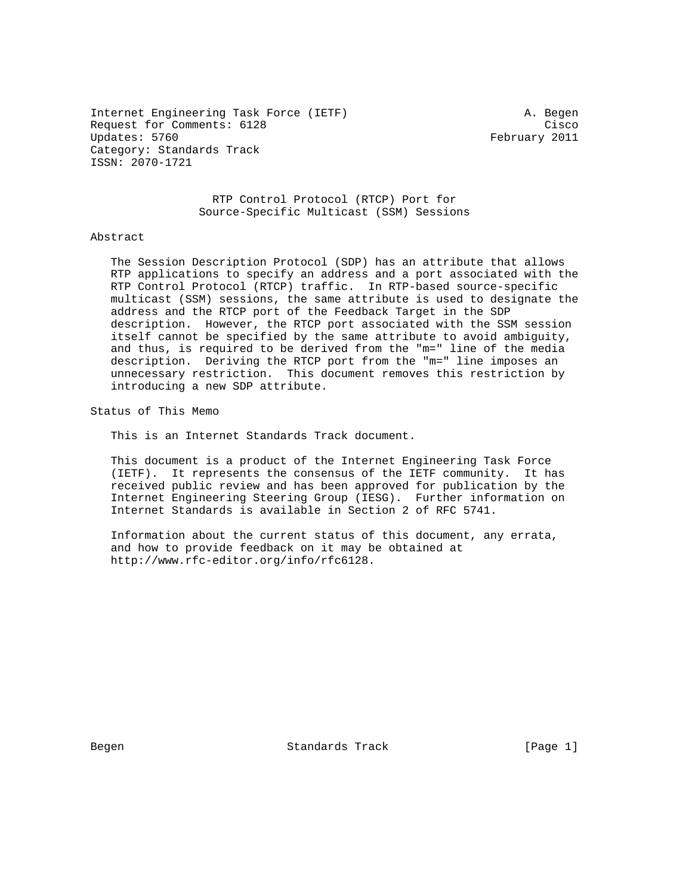Internet Engineering Task Force (IETF)  A. Begen
Request for Comments: 6128  Cisco
Updates: 5760  February 2011
Category: Standards Track
ISSN: 2070-1721

# RTP Control Protocol (RTCP) Port for Source-Specific Multicast (SSM) Sessions

## Abstract

The Session Description Protocol (SDP) has an attribute that allows RTP applications to specify an address and a port associated with the RTP Control Protocol (RTCP) traffic. In RTP-based source-specific multicast (SSM) sessions, the same attribute is used to designate the address and the RTCP port of the Feedback Target in the SDP description. However, the RTCP port associated with the SSM session itself cannot be specified by the same attribute to avoid ambiguity, and thus, is required to be derived from the "m=" line of the media description. Deriving the RTCP port from the "m=" line imposes an unnecessary restriction. This document removes this restriction by introducing a new SDP attribute.

## Status of This Memo

This is an Internet Standards Track document.

This document is a product of the Internet Engineering Task Force (IETF). It represents the consensus of the IETF community. It has received public review and has been approved for publication by the Internet Engineering Steering Group (IESG). Further information on Internet Standards is available in Section 2 of RFC 5741.

Information about the current status of this document, any errata, and how to provide feedback on it may be obtained at http://www.rfc-editor.org/info/rfc6128.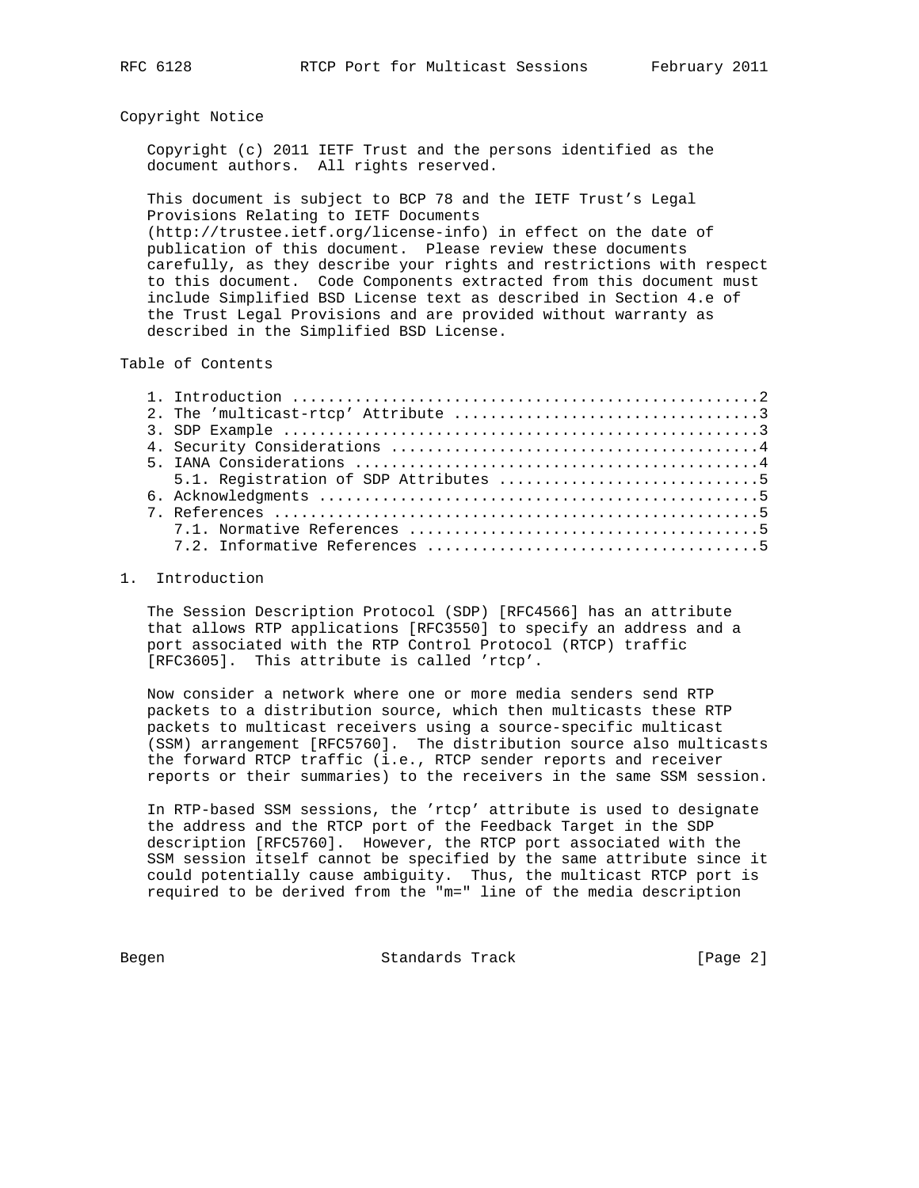## Copyright Notice

Copyright (c) 2011 IETF Trust and the persons identified as the document authors. All rights reserved.

This document is subject to BCP 78 and the IETF Trust's Legal Provisions Relating to IETF Documents (http://trustee.ietf.org/license-info) in effect on the date of publication of this document. Please review these documents carefully, as they describe your rights and restrictions with respect to this document. Code Components extracted from this document must include Simplified BSD License text as described in Section 4.e of the Trust Legal Provisions and are provided without warranty as described in the Simplified BSD License.

## Table of Contents

```
1. Introduction ....................................................2
2. The 'multicast-rtcp' Attribute .................................3
3. SDP Example ....................................................3
4. Security Considerations ........................................4
5. IANA Considerations ............................................4
   5.1. Registration of SDP Attributes ............................5
6. Acknowledgments ................................................5
7. References .....................................................5
   7.1. Normative References ......................................5
   7.2. Informative References ....................................5
```

## 1. Introduction

The Session Description Protocol (SDP) [RFC4566] has an attribute that allows RTP applications [RFC3550] to specify an address and a port associated with the RTP Control Protocol (RTCP) traffic [RFC3605]. This attribute is called 'rtcp'.

Now consider a network where one or more media senders send RTP packets to a distribution source, which then multicasts these RTP packets to multicast receivers using a source-specific multicast (SSM) arrangement [RFC5760]. The distribution source also multicasts the forward RTCP traffic (i.e., RTCP sender reports and receiver reports or their summaries) to the receivers in the same SSM session.

In RTP-based SSM sessions, the 'rtcp' attribute is used to designate the address and the RTCP port of the Feedback Target in the SDP description [RFC5760]. However, the RTCP port associated with the SSM session itself cannot be specified by the same attribute since it could potentially cause ambiguity. Thus, the multicast RTCP port is required to be derived from the "m=" line of the media description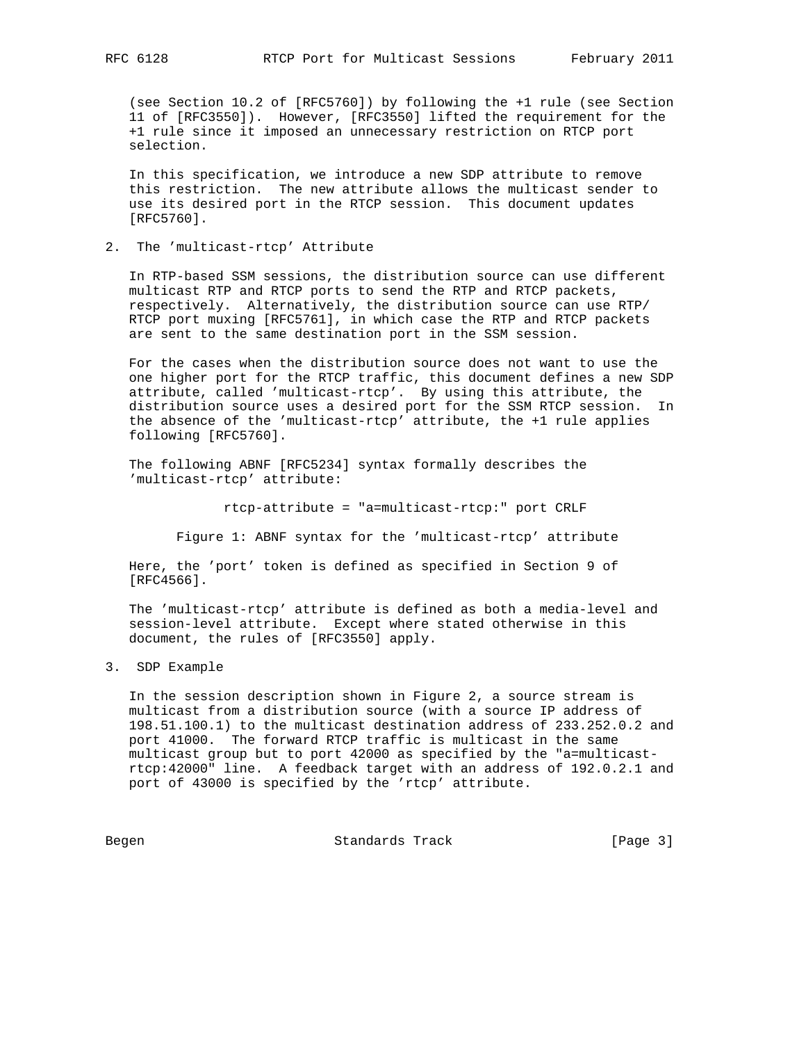(see Section 10.2 of [RFC5760]) by following the +1 rule (see Section 11 of [RFC3550]). However, [RFC3550] lifted the requirement for the +1 rule since it imposed an unnecessary restriction on RTCP port selection.

In this specification, we introduce a new SDP attribute to remove this restriction. The new attribute allows the multicast sender to use its desired port in the RTCP session. This document updates [RFC5760].

## 2. The 'multicast-rtcp' Attribute

In RTP-based SSM sessions, the distribution source can use different multicast RTP and RTCP ports to send the RTP and RTCP packets, respectively. Alternatively, the distribution source can use RTP/RTCP port muxing [RFC5761], in which case the RTP and RTCP packets are sent to the same destination port in the SSM session.

For the cases when the distribution source does not want to use the one higher port for the RTCP traffic, this document defines a new SDP attribute, called 'multicast-rtcp'. By using this attribute, the distribution source uses a desired port for the SSM RTCP session. In the absence of the 'multicast-rtcp' attribute, the +1 rule applies following [RFC5760].

The following ABNF [RFC5234] syntax formally describes the 'multicast-rtcp' attribute:

```
rtcp-attribute = "a=multicast-rtcp:" port CRLF
```

Figure 1: ABNF syntax for the 'multicast-rtcp' attribute

Here, the 'port' token is defined as specified in Section 9 of [RFC4566].

The 'multicast-rtcp' attribute is defined as both a media-level and session-level attribute. Except where stated otherwise in this document, the rules of [RFC3550] apply.

## 3. SDP Example

In the session description shown in Figure 2, a source stream is multicast from a distribution source (with a source IP address of 198.51.100.1) to the multicast destination address of 233.252.0.2 and port 41000. The forward RTCP traffic is multicast in the same multicast group but to port 42000 as specified by the "a=multicast-rtcp:42000" line. A feedback target with an address of 192.0.2.1 and port of 43000 is specified by the 'rtcp' attribute.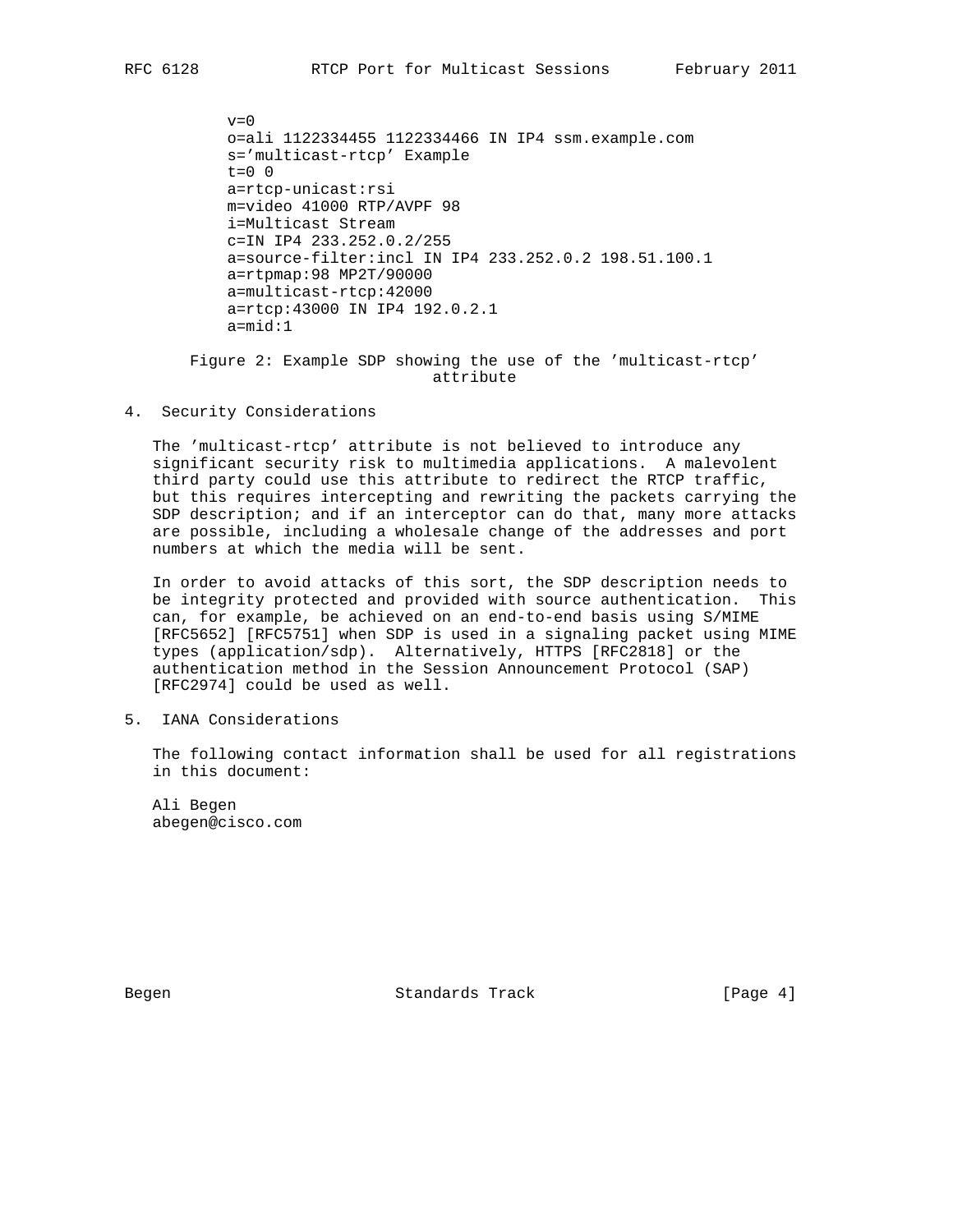```
v=0
o=ali 1122334455 1122334466 IN IP4 ssm.example.com
s='multicast-rtcp' Example
t=0 0
a=rtcp-unicast:rsi
m=video 41000 RTP/AVPF 98
i=Multicast Stream
c=IN IP4 233.252.0.2/255
a=source-filter:incl IN IP4 233.252.0.2 198.51.100.1
a=rtpmap:98 MP2T/90000
a=multicast-rtcp:42000
a=rtcp:43000 IN IP4 192.0.2.1
a=mid:1
```

Figure 2: Example SDP showing the use of the 'multicast-rtcp' attribute

## 4. Security Considerations

The 'multicast-rtcp' attribute is not believed to introduce any significant security risk to multimedia applications. A malevolent third party could use this attribute to redirect the RTCP traffic, but this requires intercepting and rewriting the packets carrying the SDP description; and if an interceptor can do that, many more attacks are possible, including a wholesale change of the addresses and port numbers at which the media will be sent.

In order to avoid attacks of this sort, the SDP description needs to be integrity protected and provided with source authentication. This can, for example, be achieved on an end-to-end basis using S/MIME [RFC5652] [RFC5751] when SDP is used in a signaling packet using MIME types (application/sdp). Alternatively, HTTPS [RFC2818] or the authentication method in the Session Announcement Protocol (SAP) [RFC2974] could be used as well.

## 5. IANA Considerations

The following contact information shall be used for all registrations in this document:

Ali Begen
abegen@cisco.com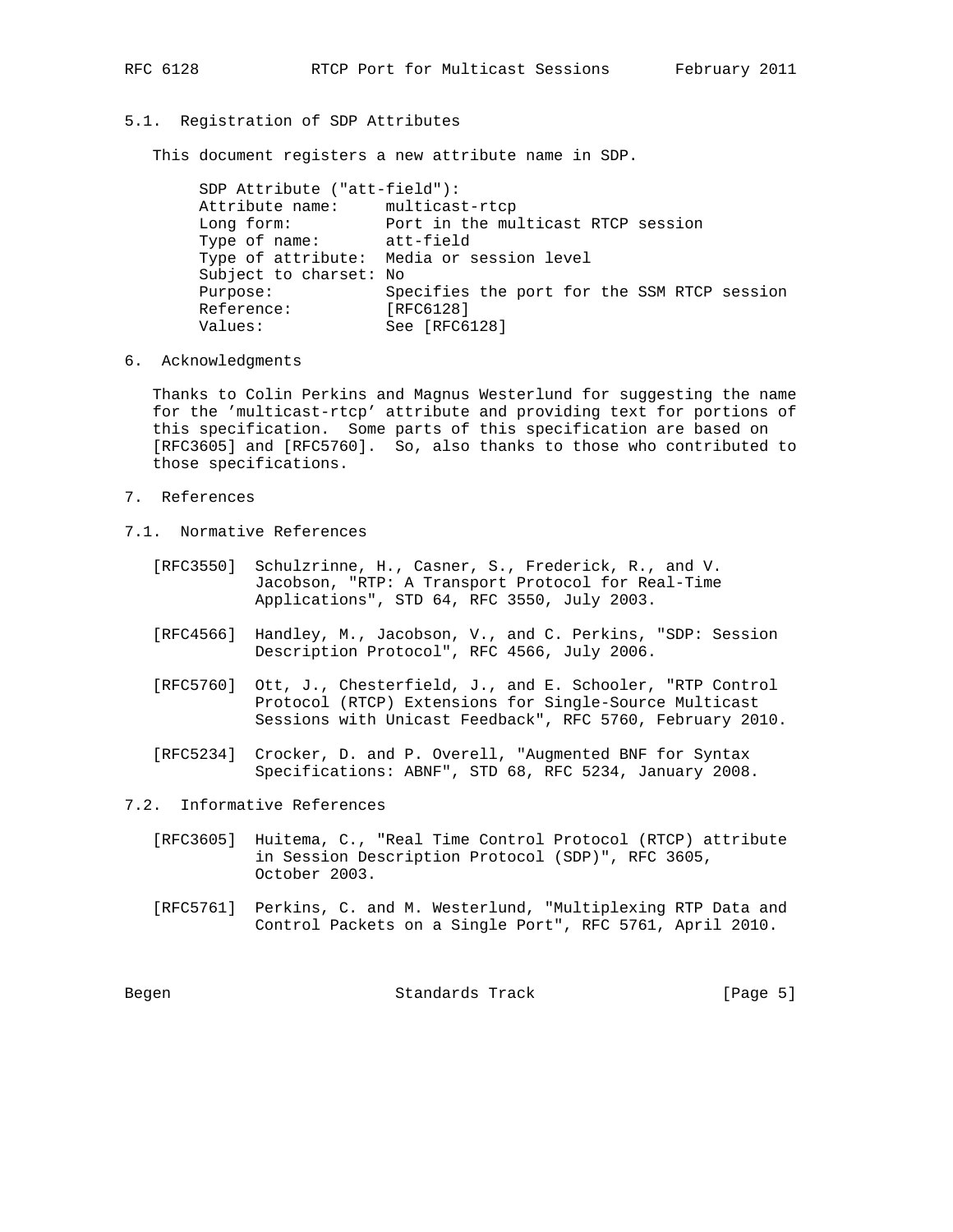### 5.1. Registration of SDP Attributes

This document registers a new attribute name in SDP.

```
SDP Attribute ("att-field"):
Attribute name:     multicast-rtcp
Long form:          Port in the multicast RTCP session
Type of name:       att-field
Type of attribute:  Media or session level
Subject to charset: No
Purpose:            Specifies the port for the SSM RTCP session
Reference:          [RFC6128]
Values:             See [RFC6128]
```

## 6. Acknowledgments

Thanks to Colin Perkins and Magnus Westerlund for suggesting the name for the 'multicast-rtcp' attribute and providing text for portions of this specification. Some parts of this specification are based on [RFC3605] and [RFC5760]. So, also thanks to those who contributed to those specifications.

## 7. References

### 7.1. Normative References

[RFC3550] Schulzrinne, H., Casner, S., Frederick, R., and V. Jacobson, "RTP: A Transport Protocol for Real-Time Applications", STD 64, RFC 3550, July 2003.

[RFC4566] Handley, M., Jacobson, V., and C. Perkins, "SDP: Session Description Protocol", RFC 4566, July 2006.

[RFC5760] Ott, J., Chesterfield, J., and E. Schooler, "RTP Control Protocol (RTCP) Extensions for Single-Source Multicast Sessions with Unicast Feedback", RFC 5760, February 2010.

[RFC5234] Crocker, D. and P. Overell, "Augmented BNF for Syntax Specifications: ABNF", STD 68, RFC 5234, January 2008.

### 7.2. Informative References

[RFC3605] Huitema, C., "Real Time Control Protocol (RTCP) attribute in Session Description Protocol (SDP)", RFC 3605, October 2003.

[RFC5761] Perkins, C. and M. Westerlund, "Multiplexing RTP Data and Control Packets on a Single Port", RFC 5761, April 2010.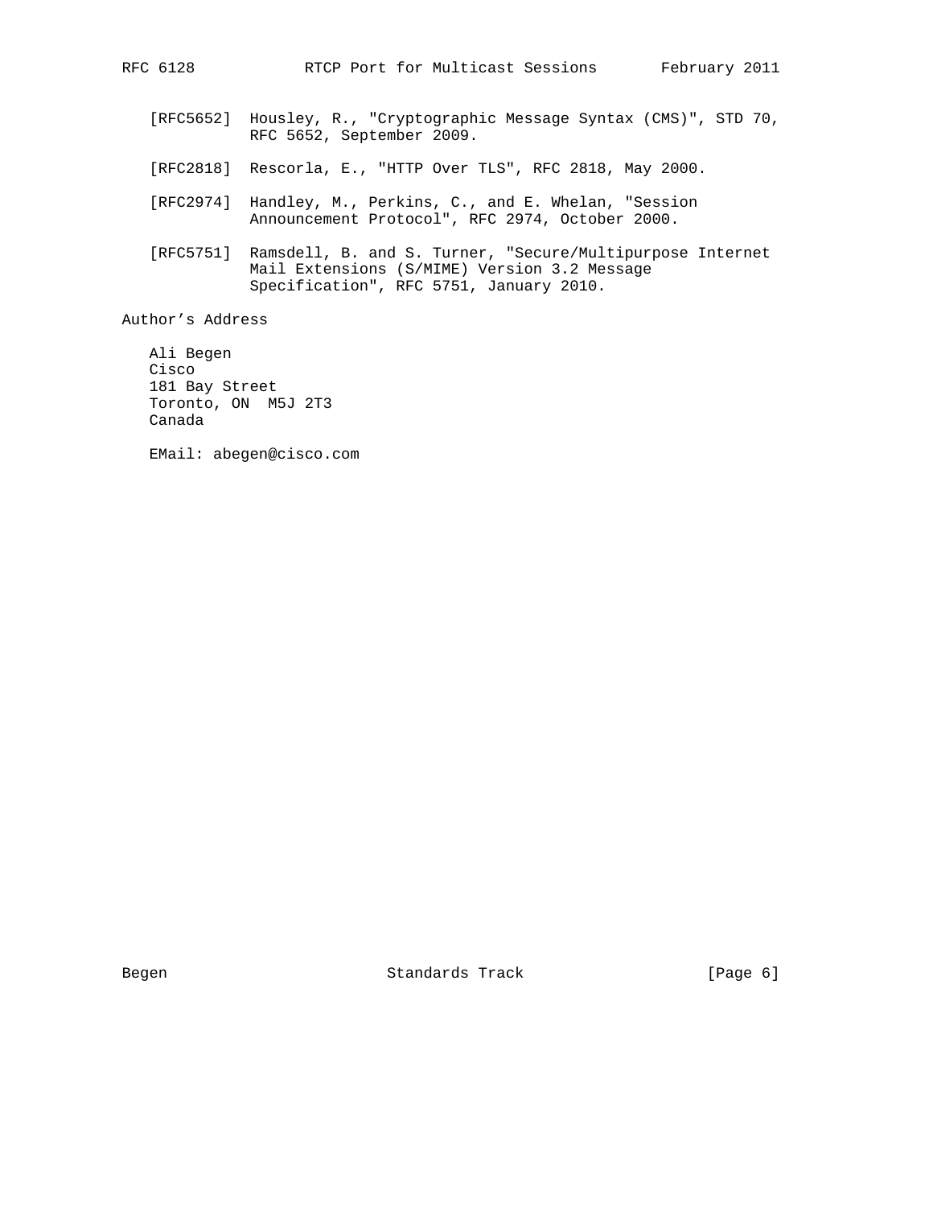[RFC5652] Housley, R., "Cryptographic Message Syntax (CMS)", STD 70, RFC 5652, September 2009.

[RFC2818] Rescorla, E., "HTTP Over TLS", RFC 2818, May 2000.

[RFC2974] Handley, M., Perkins, C., and E. Whelan, "Session Announcement Protocol", RFC 2974, October 2000.

[RFC5751] Ramsdell, B. and S. Turner, "Secure/Multipurpose Internet Mail Extensions (S/MIME) Version 3.2 Message Specification", RFC 5751, January 2010.

## Author's Address

Ali Begen
Cisco
181 Bay Street
Toronto, ON  M5J 2T3
Canada

EMail: abegen@cisco.com